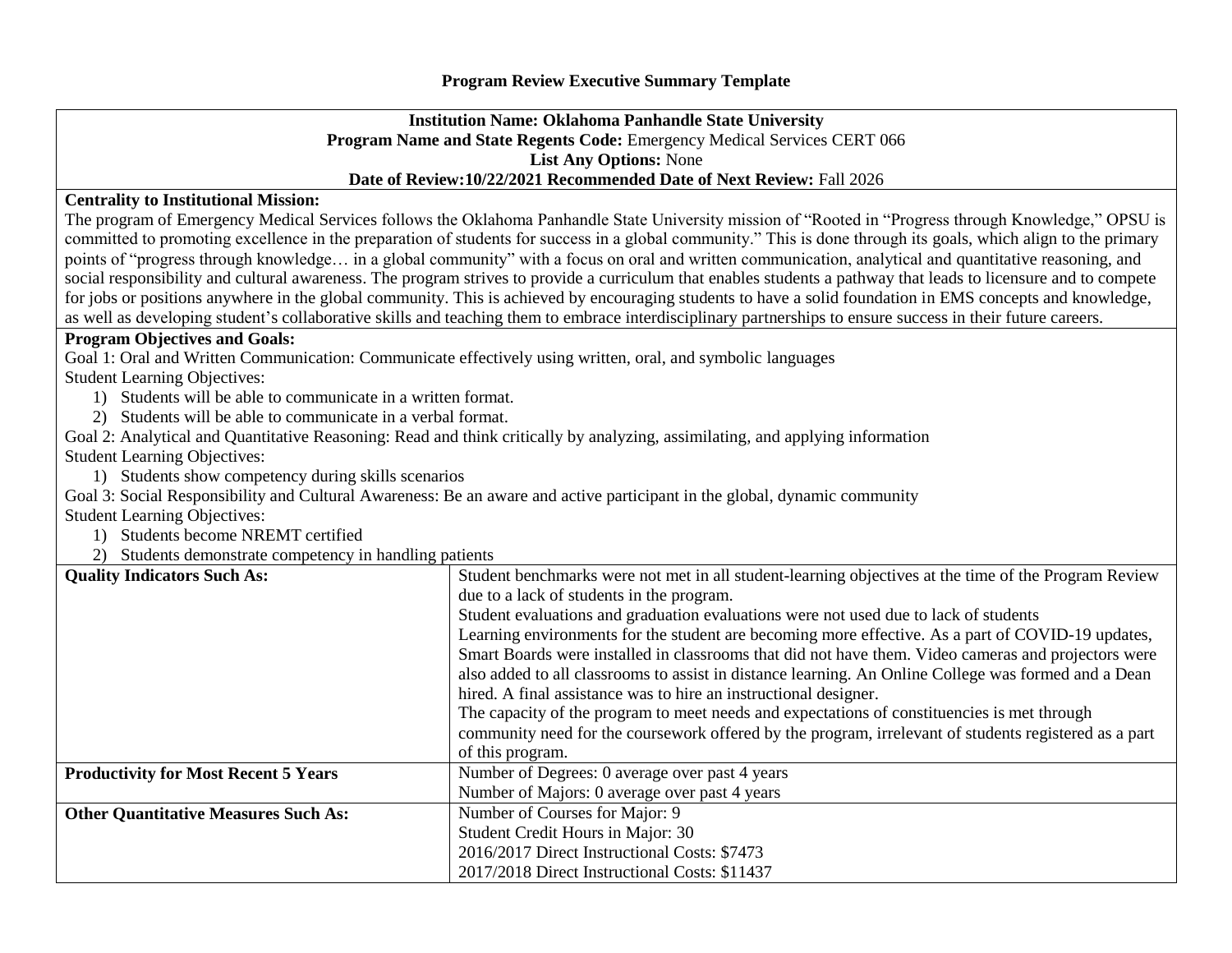# Program Review Executive Summary Template

**Institution Name: Oklahoma Panhandle State University**
**Program Name and State Regents Code:** Emergency Medical Services CERT 066
**List Any Options:** None
**Date of Review:10/22/2021 Recommended Date of Next Review:** Fall 2026

**Centrality to Institutional Mission:**
The program of Emergency Medical Services follows the Oklahoma Panhandle State University mission of "Rooted in "Progress through Knowledge," OPSU is committed to promoting excellence in the preparation of students for success in a global community." This is done through its goals, which align to the primary points of "progress through knowledge… in a global community" with a focus on oral and written communication, analytical and quantitative reasoning, and social responsibility and cultural awareness. The program strives to provide a curriculum that enables students a pathway that leads to licensure and to compete for jobs or positions anywhere in the global community. This is achieved by encouraging students to have a solid foundation in EMS concepts and knowledge, as well as developing student's collaborative skills and teaching them to embrace interdisciplinary partnerships to ensure success in their future careers.

**Program Objectives and Goals:**
Goal 1: Oral and Written Communication: Communicate effectively using written, oral, and symbolic languages
Student Learning Objectives:
1) Students will be able to communicate in a written format.
2) Students will be able to communicate in a verbal format.

Goal 2: Analytical and Quantitative Reasoning: Read and think critically by analyzing, assimilating, and applying information
Student Learning Objectives:
1) Students show competency during skills scenarios

Goal 3: Social Responsibility and Cultural Awareness: Be an aware and active participant in the global, dynamic community
Student Learning Objectives:
1) Students become NREMT certified
2) Students demonstrate competency in handling patients

| | |
|---|---|
| **Quality Indicators Such As:** | Student benchmarks were not met in all student-learning objectives at the time of the Program Review due to a lack of students in the program.<br>Student evaluations and graduation evaluations were not used due to lack of students<br>Learning environments for the student are becoming more effective. As a part of COVID-19 updates, Smart Boards were installed in classrooms that did not have them. Video cameras and projectors were also added to all classrooms to assist in distance learning. An Online College was formed and a Dean hired. A final assistance was to hire an instructional designer.<br>The capacity of the program to meet needs and expectations of constituencies is met through community need for the coursework offered by the program, irrelevant of students registered as a part of this program. |
| **Productivity for Most Recent 5 Years** | Number of Degrees: 0 average over past 4 years<br>Number of Majors: 0 average over past 4 years |
| **Other Quantitative Measures Such As:** | Number of Courses for Major: 9<br>Student Credit Hours in Major: 30<br>2016/2017 Direct Instructional Costs: $7473<br>2017/2018 Direct Instructional Costs: $11437 |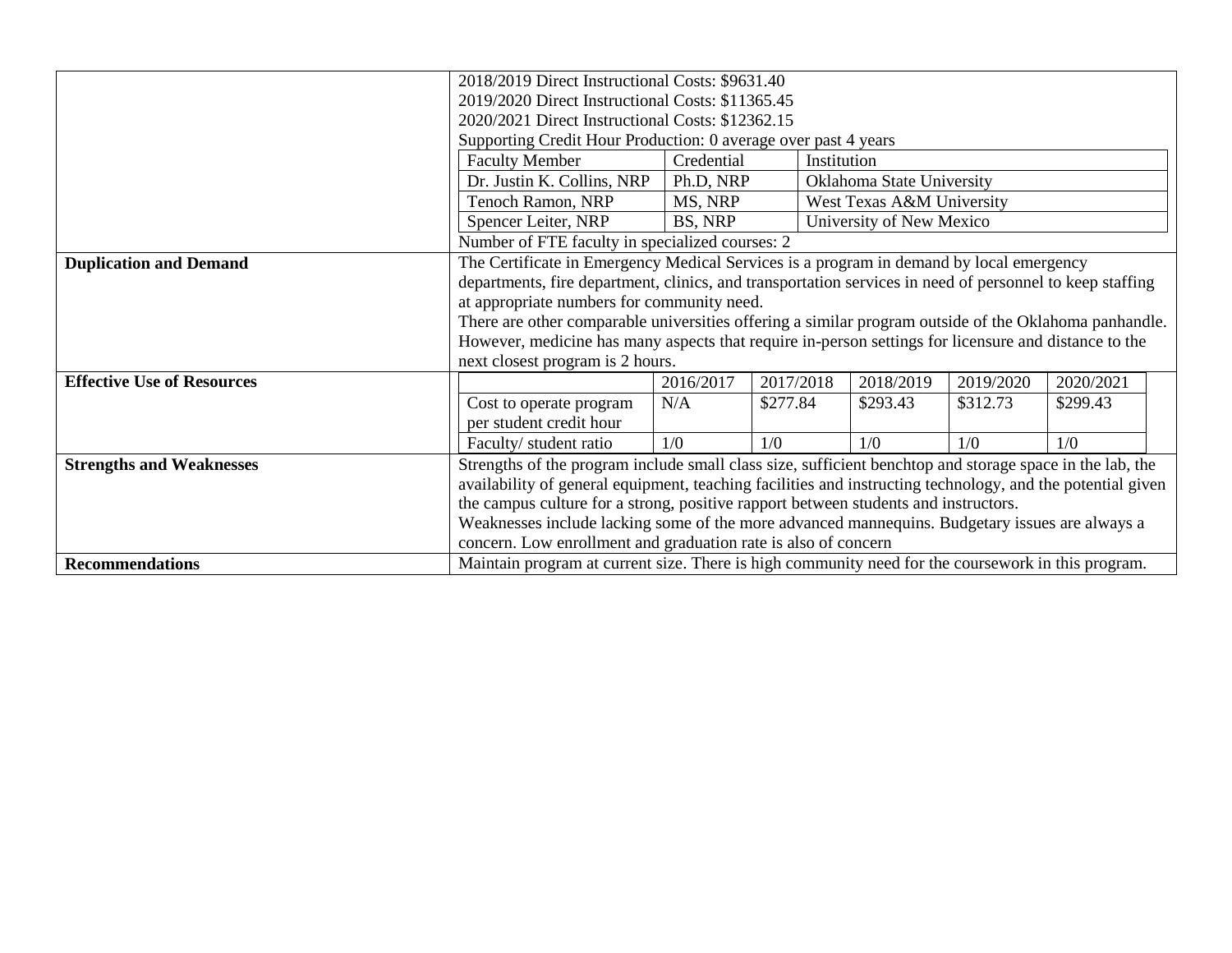| | |
|---|---|
| | 2018/2019 Direct Instructional Costs: $9631.40<br>2019/2020 Direct Instructional Costs: $11365.45<br>2020/2021 Direct Instructional Costs: $12362.15<br>Supporting Credit Hour Production: 0 average over past 4 years<br><br>Faculty Member / Credential / Institution<br>Dr. Justin K. Collins, NRP / Ph.D, NRP / Oklahoma State University<br>Tenoch Ramon, NRP / MS, NRP / West Texas A&M University<br>Spencer Leiter, NRP / BS, NRP / University of New Mexico<br><br>Number of FTE faculty in specialized courses: 2 |
| **Duplication and Demand** | The Certificate in Emergency Medical Services is a program in demand by local emergency departments, fire department, clinics, and transportation services in need of personnel to keep staffing at appropriate numbers for community need.<br>There are other comparable universities offering a similar program outside of the Oklahoma panhandle. However, medicine has many aspects that require in-person settings for licensure and distance to the next closest program is 2 hours. |
| **Effective Use of Resources** | 2016/2017 / 2017/2018 / 2018/2019 / 2019/2020 / 2020/2021<br>Cost to operate program per student credit hour: N/A / $277.84 / $293.43 / $312.73 / $299.43<br>Faculty/ student ratio: 1/0 / 1/0 / 1/0 / 1/0 / 1/0 |
| **Strengths and Weaknesses** | Strengths of the program include small class size, sufficient benchtop and storage space in the lab, the availability of general equipment, teaching facilities and instructing technology, and the potential given the campus culture for a strong, positive rapport between students and instructors.<br>Weaknesses include lacking some of the more advanced mannequins. Budgetary issues are always a concern. Low enrollment and graduation rate is also of concern |
| **Recommendations** | Maintain program at current size. There is high community need for the coursework in this program. |

| Faculty Member | Credential | Institution |
|---|---|---|
| Dr. Justin K. Collins, NRP | Ph.D, NRP | Oklahoma State University |
| Tenoch Ramon, NRP | MS, NRP | West Texas A&M University |
| Spencer Leiter, NRP | BS, NRP | University of New Mexico |

| | 2016/2017 | 2017/2018 | 2018/2019 | 2019/2020 | 2020/2021 |
|---|---|---|---|---|---|
| Cost to operate program per student credit hour | N/A | $277.84 | $293.43 | $312.73 | $299.43 |
| Faculty/ student ratio | 1/0 | 1/0 | 1/0 | 1/0 | 1/0 |